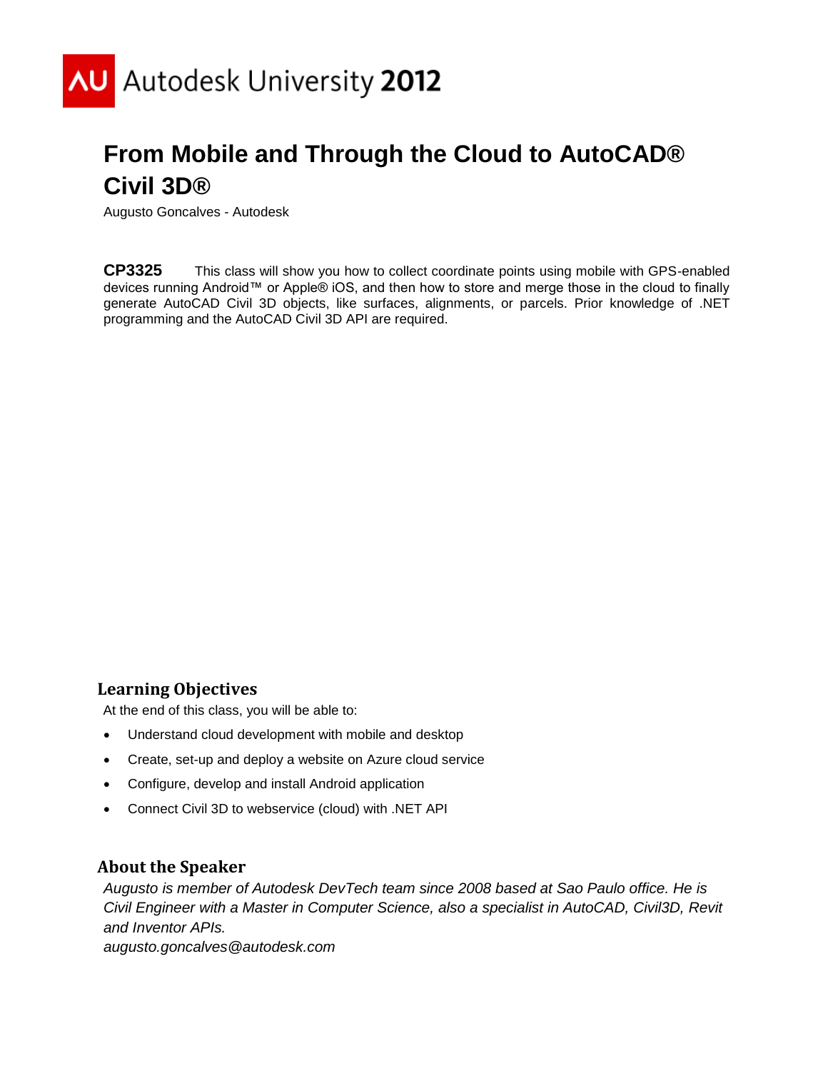# From Mobile and Through the Cloud to AutoCAD® Civil 3D®

Augusto Goncalves - Autodesk

**CP3325** This class will show you how to collect coordinate points using mobile with GPS-enabled devices running Android™ or Apple® iOS, and then how to store and merge those in the cloud to finally generate AutoCAD Civil 3D objects, like surfaces, alignments, or parcels. Prior knowledge of .NET programming and the AutoCAD Civil 3D API are required.

## Learning Objectives

At the end of this class, you will be able to:

- Understand cloud development with mobile and desktop
- Create, set-up and deploy a website on Azure cloud service
- Configure, develop and install Android application
- Connect Civil 3D to webservice (cloud) with .NET API

## About the Speaker

*Augusto is member of Autodesk DevTech team since 2008 based at Sao Paulo office. He is Civil Engineer with a Master in Computer Science, also a specialist in AutoCAD, Civil3D, Revit and Inventor APIs.*

*augusto.goncalves@autodesk.com*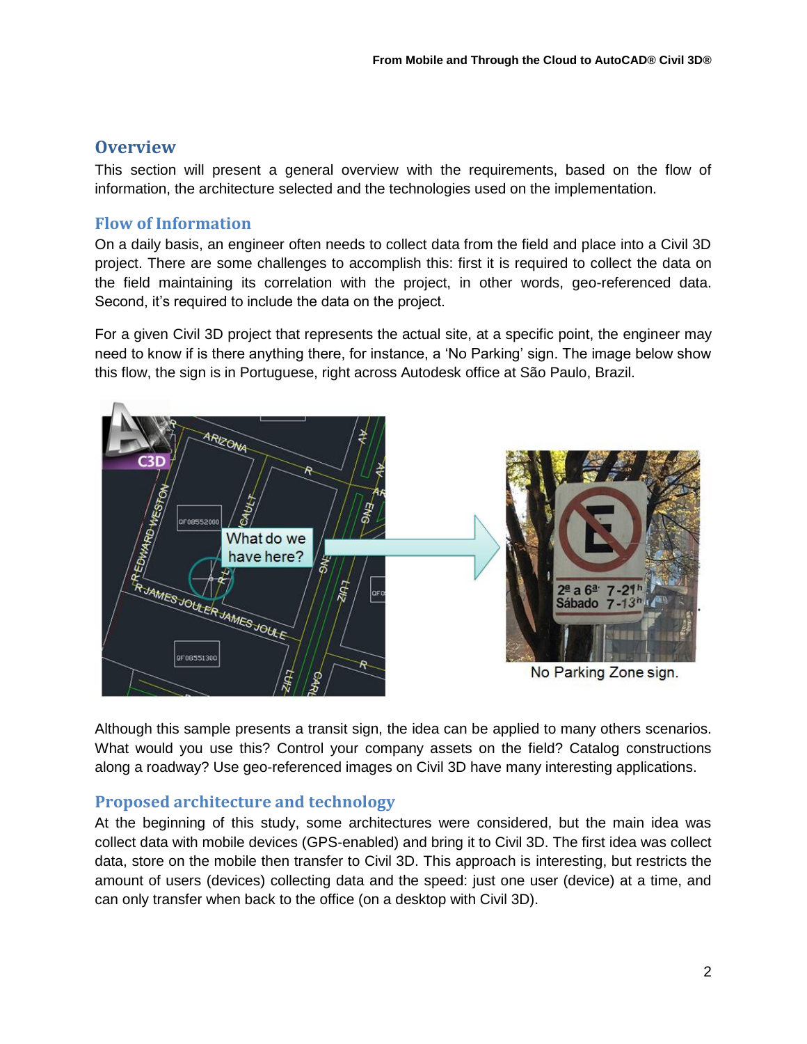## Overview

This section will present a general overview with the requirements, based on the flow of information, the architecture selected and the technologies used on the implementation.

### Flow of Information

On a daily basis, an engineer often needs to collect data from the field and place into a Civil 3D project. There are some challenges to accomplish this: first it is required to collect the data on the field maintaining its correlation with the project, in other words, geo-referenced data. Second, it's required to include the data on the project.

For a given Civil 3D project that represents the actual site, at a specific point, the engineer may need to know if is there anything there, for instance, a 'No Parking' sign. The image below show this flow, the sign is in Portuguese, right across Autodesk office at São Paulo, Brazil.

No Parking Zone sign.

Although this sample presents a transit sign, the idea can be applied to many others scenarios. What would you use this? Control your company assets on the field? Catalog constructions along a roadway? Use geo-referenced images on Civil 3D have many interesting applications.

### Proposed architecture and technology

At the beginning of this study, some architectures were considered, but the main idea was collect data with mobile devices (GPS-enabled) and bring it to Civil 3D. The first idea was collect data, store on the mobile then transfer to Civil 3D. This approach is interesting, but restricts the amount of users (devices) collecting data and the speed: just one user (device) at a time, and can only transfer when back to the office (on a desktop with Civil 3D).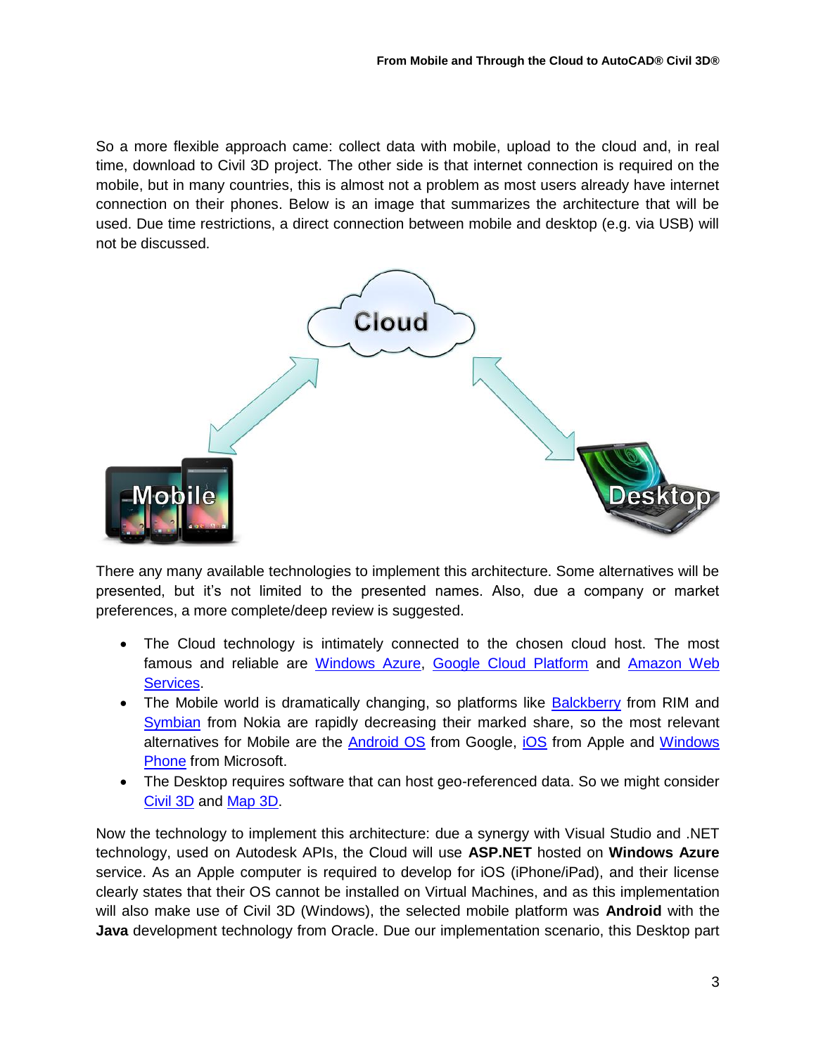So a more flexible approach came: collect data with mobile, upload to the cloud and, in real time, download to Civil 3D project. The other side is that internet connection is required on the mobile, but in many countries, this is almost not a problem as most users already have internet connection on their phones. Below is an image that summarizes the architecture that will be used. Due time restrictions, a direct connection between mobile and desktop (e.g. via USB) will not be discussed.

There any many available technologies to implement this architecture. Some alternatives will be presented, but it's not limited to the presented names. Also, due a company or market preferences, a more complete/deep review is suggested.

- The Cloud technology is intimately connected to the chosen cloud host. The most famous and reliable are Windows Azure, Google Cloud Platform and Amazon Web Services.
- The Mobile world is dramatically changing, so platforms like Balckberry from RIM and Symbian from Nokia are rapidly decreasing their marked share, so the most relevant alternatives for Mobile are the Android OS from Google, iOS from Apple and Windows Phone from Microsoft.
- The Desktop requires software that can host geo-referenced data. So we might consider Civil 3D and Map 3D.

Now the technology to implement this architecture: due a synergy with Visual Studio and .NET technology, used on Autodesk APIs, the Cloud will use **ASP.NET** hosted on **Windows Azure** service. As an Apple computer is required to develop for iOS (iPhone/iPad), and their license clearly states that their OS cannot be installed on Virtual Machines, and as this implementation will also make use of Civil 3D (Windows), the selected mobile platform was **Android** with the **Java** development technology from Oracle. Due our implementation scenario, this Desktop part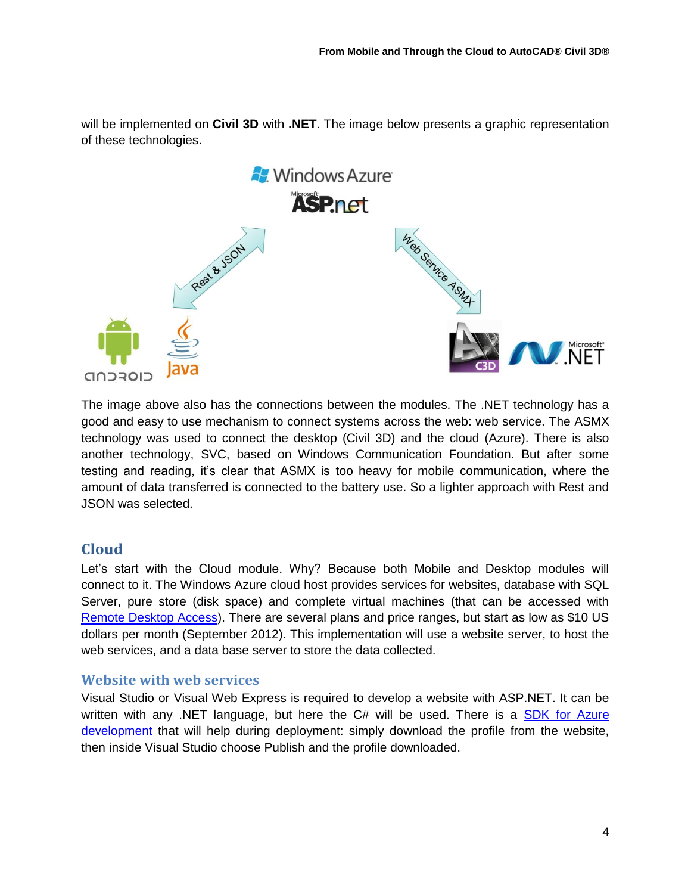will be implemented on **Civil 3D** with **.NET**. The image below presents a graphic representation of these technologies.

The image above also has the connections between the modules. The .NET technology has a good and easy to use mechanism to connect systems across the web: web service. The ASMX technology was used to connect the desktop (Civil 3D) and the cloud (Azure). There is also another technology, SVC, based on Windows Communication Foundation. But after some testing and reading, it's clear that ASMX is too heavy for mobile communication, where the amount of data transferred is connected to the battery use. So a lighter approach with Rest and JSON was selected.

## Cloud

Let's start with the Cloud module. Why? Because both Mobile and Desktop modules will connect to it. The Windows Azure cloud host provides services for websites, database with SQL Server, pure store (disk space) and complete virtual machines (that can be accessed with Remote Desktop Access). There are several plans and price ranges, but start as low as $10 US dollars per month (September 2012). This implementation will use a website server, to host the web services, and a data base server to store the data collected.

### Website with web services

Visual Studio or Visual Web Express is required to develop a website with ASP.NET. It can be written with any .NET language, but here the C# will be used. There is a SDK for Azure development that will help during deployment: simply download the profile from the website, then inside Visual Studio choose Publish and the profile downloaded.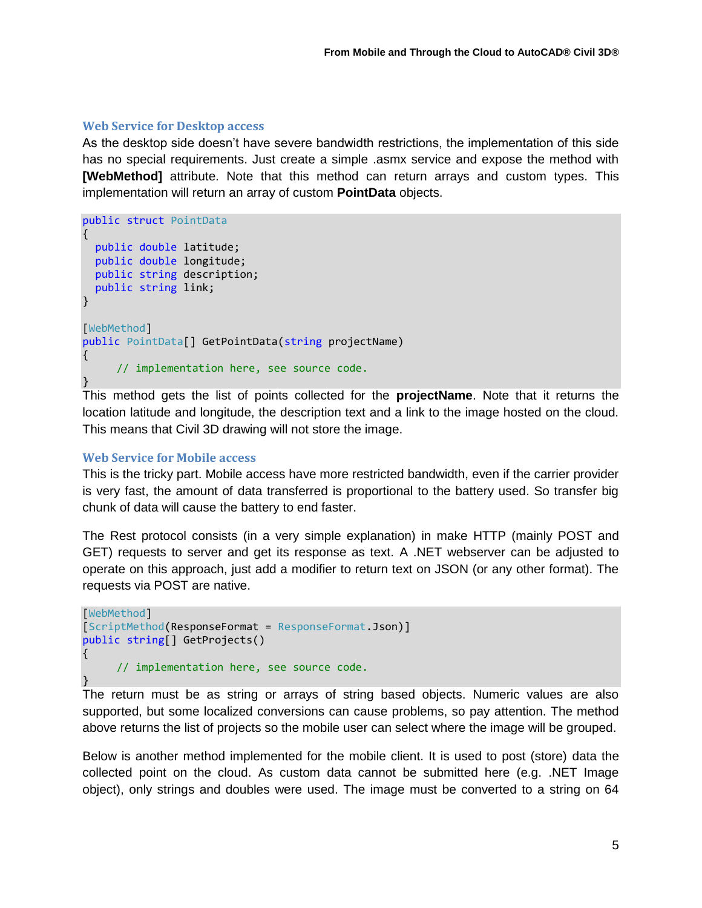### Web Service for Desktop access

As the desktop side doesn't have severe bandwidth restrictions, the implementation of this side has no special requirements. Just create a simple .asmx service and expose the method with **[WebMethod]** attribute. Note that this method can return arrays and custom types. This implementation will return an array of custom **PointData** objects.

```
public struct PointData
{
  public double latitude;
  public double longitude;
  public string description;
  public string link;
}

[WebMethod]
public PointData[] GetPointData(string projectName)
{
     // implementation here, see source code.
}
```

This method gets the list of points collected for the **projectName**. Note that it returns the location latitude and longitude, the description text and a link to the image hosted on the cloud. This means that Civil 3D drawing will not store the image.

### Web Service for Mobile access

This is the tricky part. Mobile access have more restricted bandwidth, even if the carrier provider is very fast, the amount of data transferred is proportional to the battery used. So transfer big chunk of data will cause the battery to end faster.

The Rest protocol consists (in a very simple explanation) in make HTTP (mainly POST and GET) requests to server and get its response as text. A .NET webserver can be adjusted to operate on this approach, just add a modifier to return text on JSON (or any other format). The requests via POST are native.

```
[WebMethod]
[ScriptMethod(ResponseFormat = ResponseFormat.Json)]
public string[] GetProjects()
{
     // implementation here, see source code.
}
```

The return must be as string or arrays of string based objects. Numeric values are also supported, but some localized conversions can cause problems, so pay attention. The method above returns the list of projects so the mobile user can select where the image will be grouped.

Below is another method implemented for the mobile client. It is used to post (store) data the collected point on the cloud. As custom data cannot be submitted here (e.g. .NET Image object), only strings and doubles were used. The image must be converted to a string on 64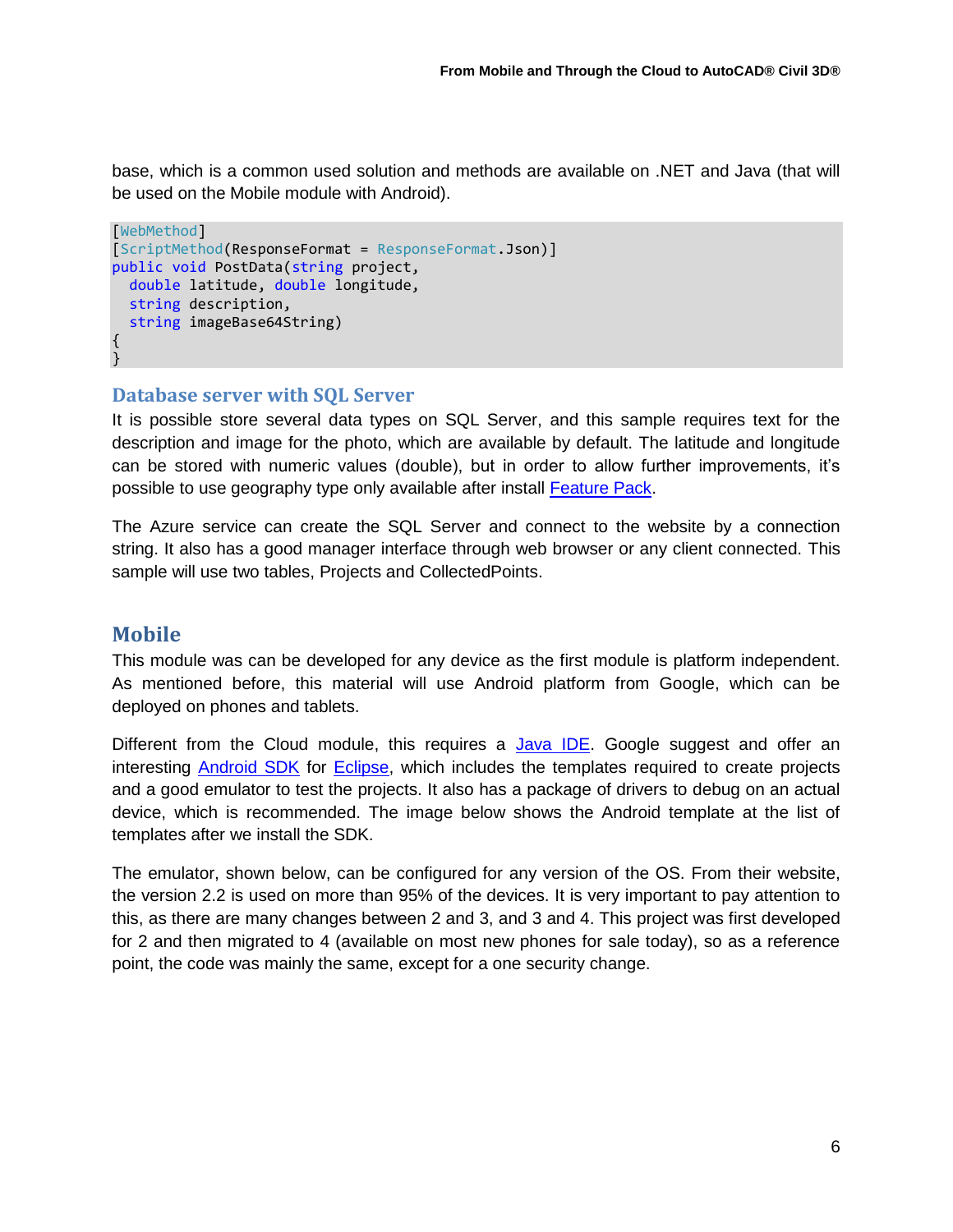base, which is a common used solution and methods are available on .NET and Java (that will be used on the Mobile module with Android).

```
[WebMethod]
[ScriptMethod(ResponseFormat = ResponseFormat.Json)]
public void PostData(string project,
  double latitude, double longitude,
  string description,
  string imageBase64String)
{
}
```

### Database server with SQL Server

It is possible store several data types on SQL Server, and this sample requires text for the description and image for the photo, which are available by default. The latitude and longitude can be stored with numeric values (double), but in order to allow further improvements, it's possible to use geography type only available after install Feature Pack.

The Azure service can create the SQL Server and connect to the website by a connection string. It also has a good manager interface through web browser or any client connected. This sample will use two tables, Projects and CollectedPoints.

## Mobile

This module was can be developed for any device as the first module is platform independent. As mentioned before, this material will use Android platform from Google, which can be deployed on phones and tablets.

Different from the Cloud module, this requires a Java IDE. Google suggest and offer an interesting Android SDK for Eclipse, which includes the templates required to create projects and a good emulator to test the projects. It also has a package of drivers to debug on an actual device, which is recommended. The image below shows the Android template at the list of templates after we install the SDK.

The emulator, shown below, can be configured for any version of the OS. From their website, the version 2.2 is used on more than 95% of the devices. It is very important to pay attention to this, as there are many changes between 2 and 3, and 3 and 4. This project was first developed for 2 and then migrated to 4 (available on most new phones for sale today), so as a reference point, the code was mainly the same, except for a one security change.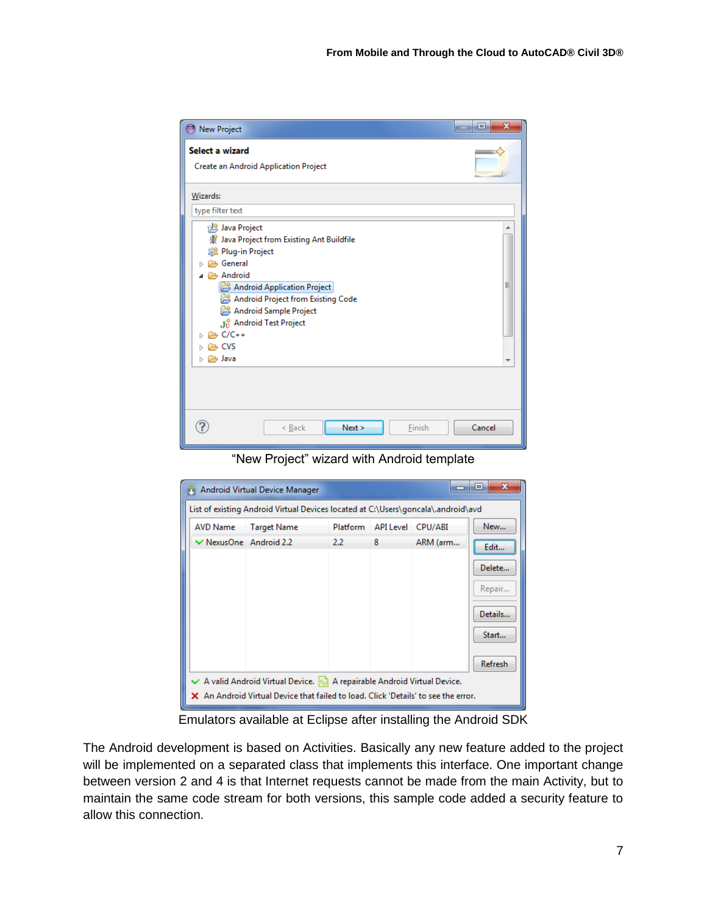“New Project” wizard with Android template

Emulators available at Eclipse after installing the Android SDK

The Android development is based on Activities. Basically any new feature added to the project will be implemented on a separated class that implements this interface. One important change between version 2 and 4 is that Internet requests cannot be made from the main Activity, but to maintain the same code stream for both versions, this sample code added a security feature to allow this connection.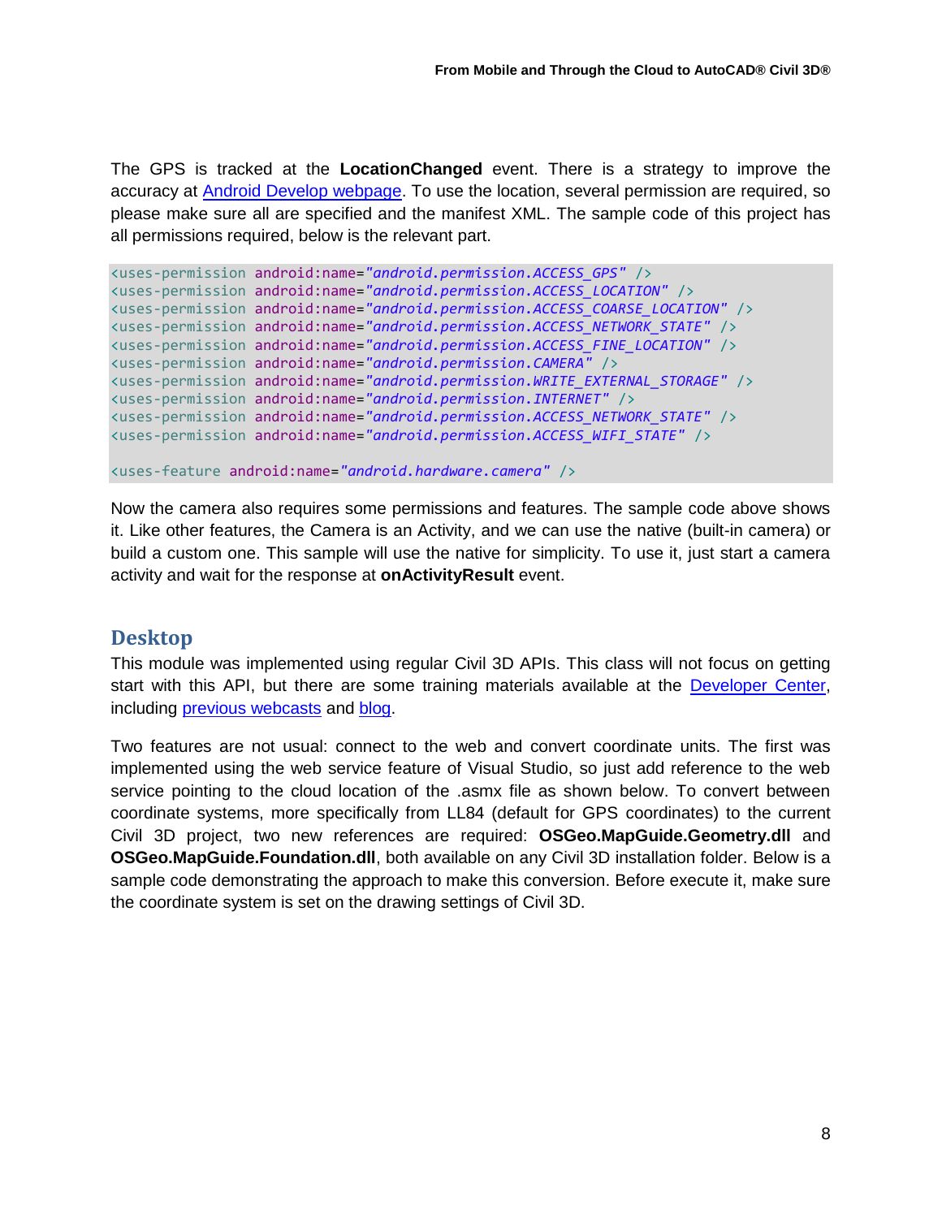The GPS is tracked at the **LocationChanged** event. There is a strategy to improve the accuracy at [Android Develop webpage](). To use the location, several permission are required, so please make sure all are specified and the manifest XML. The sample code of this project has all permissions required, below is the relevant part.

```
<uses-permission android:name="android.permission.ACCESS_GPS" />
<uses-permission android:name="android.permission.ACCESS_LOCATION" />
<uses-permission android:name="android.permission.ACCESS_COARSE_LOCATION" />
<uses-permission android:name="android.permission.ACCESS_NETWORK_STATE" />
<uses-permission android:name="android.permission.ACCESS_FINE_LOCATION" />
<uses-permission android:name="android.permission.CAMERA" />
<uses-permission android:name="android.permission.WRITE_EXTERNAL_STORAGE" />
<uses-permission android:name="android.permission.INTERNET" />
<uses-permission android:name="android.permission.ACCESS_NETWORK_STATE" />
<uses-permission android:name="android.permission.ACCESS_WIFI_STATE" />

<uses-feature android:name="android.hardware.camera" />
```

Now the camera also requires some permissions and features. The sample code above shows it. Like other features, the Camera is an Activity, and we can use the native (built-in camera) or build a custom one. This sample will use the native for simplicity. To use it, just start a camera activity and wait for the response at **onActivityResult** event.

## Desktop

This module was implemented using regular Civil 3D APIs. This class will not focus on getting start with this API, but there are some training materials available at the [Developer Center](), including [previous webcasts]() and [blog]().

Two features are not usual: connect to the web and convert coordinate units. The first was implemented using the web service feature of Visual Studio, so just add reference to the web service pointing to the cloud location of the .asmx file as shown below. To convert between coordinate systems, more specifically from LL84 (default for GPS coordinates) to the current Civil 3D project, two new references are required: **OSGeo.MapGuide.Geometry.dll** and **OSGeo.MapGuide.Foundation.dll**, both available on any Civil 3D installation folder. Below is a sample code demonstrating the approach to make this conversion. Before execute it, make sure the coordinate system is set on the drawing settings of Civil 3D.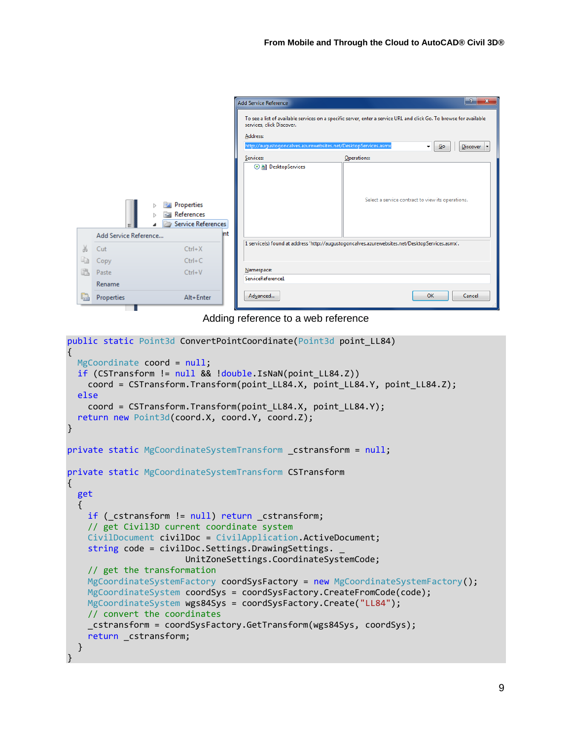Adding reference to a web reference

```
public static Point3d ConvertPointCoordinate(Point3d point_LL84)
{
  MgCoordinate coord = null;
  if (CSTransform != null && !double.IsNaN(point_LL84.Z))
    coord = CSTransform.Transform(point_LL84.X, point_LL84.Y, point_LL84.Z);
  else
    coord = CSTransform.Transform(point_LL84.X, point_LL84.Y);
  return new Point3d(coord.X, coord.Y, coord.Z);
}

private static MgCoordinateSystemTransform _cstransform = null;

private static MgCoordinateSystemTransform CSTransform
{
  get
  {
    if (_cstransform != null) return _cstransform;
    // get Civil3D current coordinate system
    CivilDocument civilDoc = CivilApplication.ActiveDocument;
    string code = civilDoc.Settings.DrawingSettings. _
                         UnitZoneSettings.CoordinateSystemCode;
    // get the transformation
    MgCoordinateSystemFactory coordSysFactory = new MgCoordinateSystemFactory();
    MgCoordinateSystem coordSys = coordSysFactory.CreateFromCode(code);
    MgCoordinateSystem wgs84Sys = coordSysFactory.Create("LL84");
    // convert the coordinates
    _cstransform = coordSysFactory.GetTransform(wgs84Sys, coordSys);
    return _cstransform;
  }
}
```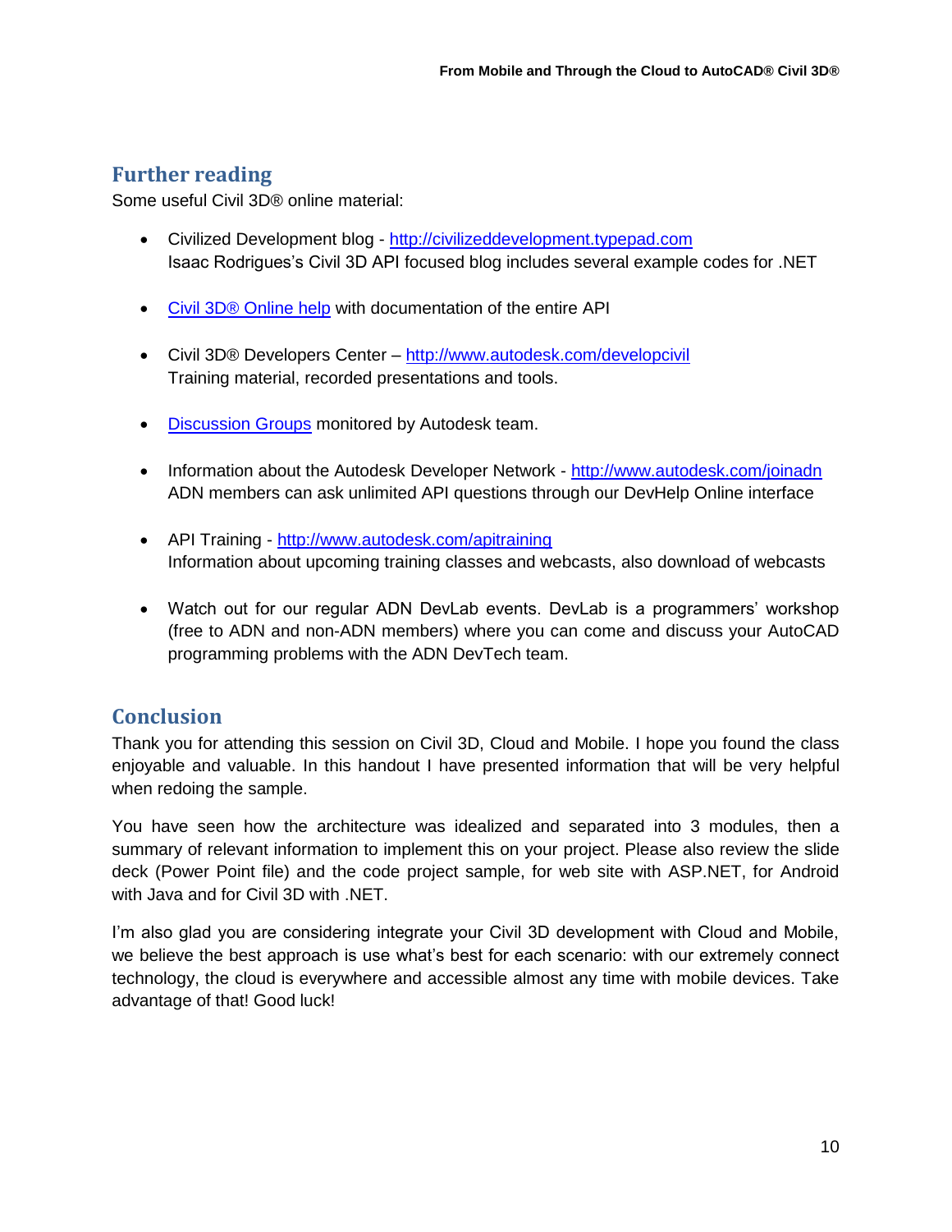## Further reading

Some useful Civil 3D® online material:

- Civilized Development blog - [http://civilizeddevelopment.typepad.com](http://civilizeddevelopment.typepad.com)
  Isaac Rodrigues's Civil 3D API focused blog includes several example codes for .NET

- Civil 3D® Online help with documentation of the entire API

- Civil 3D® Developers Center – [http://www.autodesk.com/developcivil](http://www.autodesk.com/developcivil)
  Training material, recorded presentations and tools.

- Discussion Groups monitored by Autodesk team.

- Information about the Autodesk Developer Network - [http://www.autodesk.com/joinadn](http://www.autodesk.com/joinadn)
  ADN members can ask unlimited API questions through our DevHelp Online interface

- API Training - [http://www.autodesk.com/apitraining](http://www.autodesk.com/apitraining)
  Information about upcoming training classes and webcasts, also download of webcasts

- Watch out for our regular ADN DevLab events. DevLab is a programmers' workshop (free to ADN and non-ADN members) where you can come and discuss your AutoCAD programming problems with the ADN DevTech team.

## Conclusion

Thank you for attending this session on Civil 3D, Cloud and Mobile. I hope you found the class enjoyable and valuable. In this handout I have presented information that will be very helpful when redoing the sample.

You have seen how the architecture was idealized and separated into 3 modules, then a summary of relevant information to implement this on your project. Please also review the slide deck (Power Point file) and the code project sample, for web site with ASP.NET, for Android with Java and for Civil 3D with .NET.

I'm also glad you are considering integrate your Civil 3D development with Cloud and Mobile, we believe the best approach is use what's best for each scenario: with our extremely connect technology, the cloud is everywhere and accessible almost any time with mobile devices. Take advantage of that! Good luck!